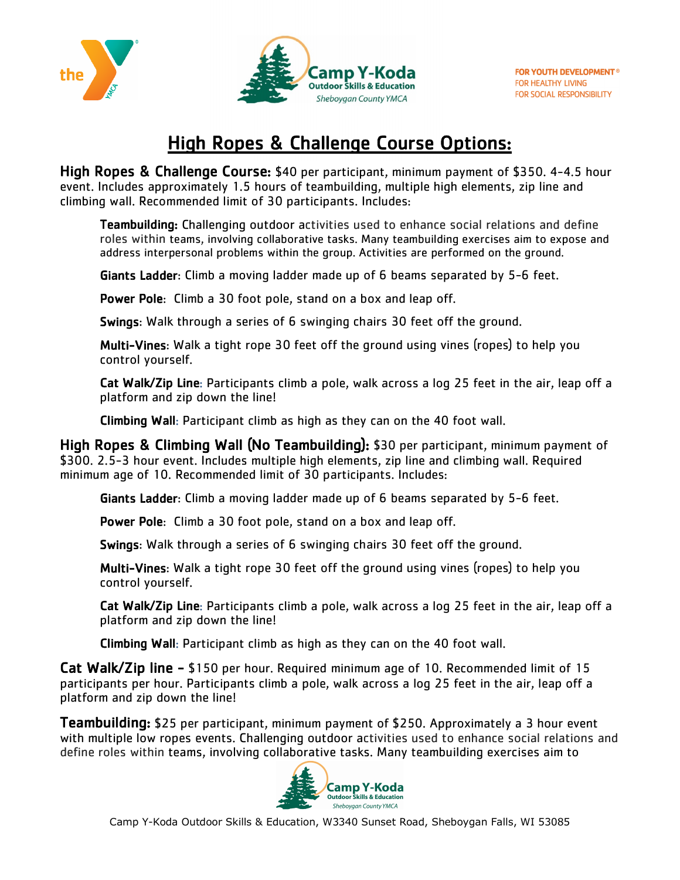FOR YOUTH DEVELOPMENT®
FOR HEALTHY LIVING
FOR SOCIAL RESPONSIBILITY

# High Ropes & Challenge Course Options:

**High Ropes & Challenge Course:** $40 per participant, minimum payment of $350. 4-4.5 hour event. Includes approximately 1.5 hours of teambuilding, multiple high elements, zip line and climbing wall. Recommended limit of 30 participants. Includes:

> **Teambuilding:** Challenging outdoor activities used to enhance social relations and define roles within teams, involving collaborative tasks. Many teambuilding exercises aim to expose and address interpersonal problems within the group. Activities are performed on the ground.
>
> **Giants Ladder**: Climb a moving ladder made up of 6 beams separated by 5-6 feet.
>
> **Power Pole**: Climb a 30 foot pole, stand on a box and leap off.
>
> **Swings**: Walk through a series of 6 swinging chairs 30 feet off the ground.
>
> **Multi-Vines**: Walk a tight rope 30 feet off the ground using vines (ropes) to help you control yourself.
>
> **Cat Walk/Zip Line**: Participants climb a pole, walk across a log 25 feet in the air, leap off a platform and zip down the line!
>
> **Climbing Wall**: Participant climb as high as they can on the 40 foot wall.

**High Ropes & Climbing Wall (No Teambuilding):** $30 per participant, minimum payment of $300. 2.5-3 hour event. Includes multiple high elements, zip line and climbing wall. Required minimum age of 10. Recommended limit of 30 participants. Includes:

> **Giants Ladder**: Climb a moving ladder made up of 6 beams separated by 5-6 feet.
>
> **Power Pole**: Climb a 30 foot pole, stand on a box and leap off.
>
> **Swings**: Walk through a series of 6 swinging chairs 30 feet off the ground.
>
> **Multi-Vines**: Walk a tight rope 30 feet off the ground using vines (ropes) to help you control yourself.
>
> **Cat Walk/Zip Line**: Participants climb a pole, walk across a log 25 feet in the air, leap off a platform and zip down the line!
>
> **Climbing Wall**: Participant climb as high as they can on the 40 foot wall.

**Cat Walk/Zip line –** $150 per hour. Required minimum age of 10. Recommended limit of 15 participants per hour. Participants climb a pole, walk across a log 25 feet in the air, leap off a platform and zip down the line!

**Teambuilding:** $25 per participant, minimum payment of $250. Approximately a 3 hour event with multiple low ropes events. Challenging outdoor activities used to enhance social relations and define roles within teams, involving collaborative tasks. Many teambuilding exercises aim to

Camp Y-Koda Outdoor Skills & Education, W3340 Sunset Road, Sheboygan Falls, WI 53085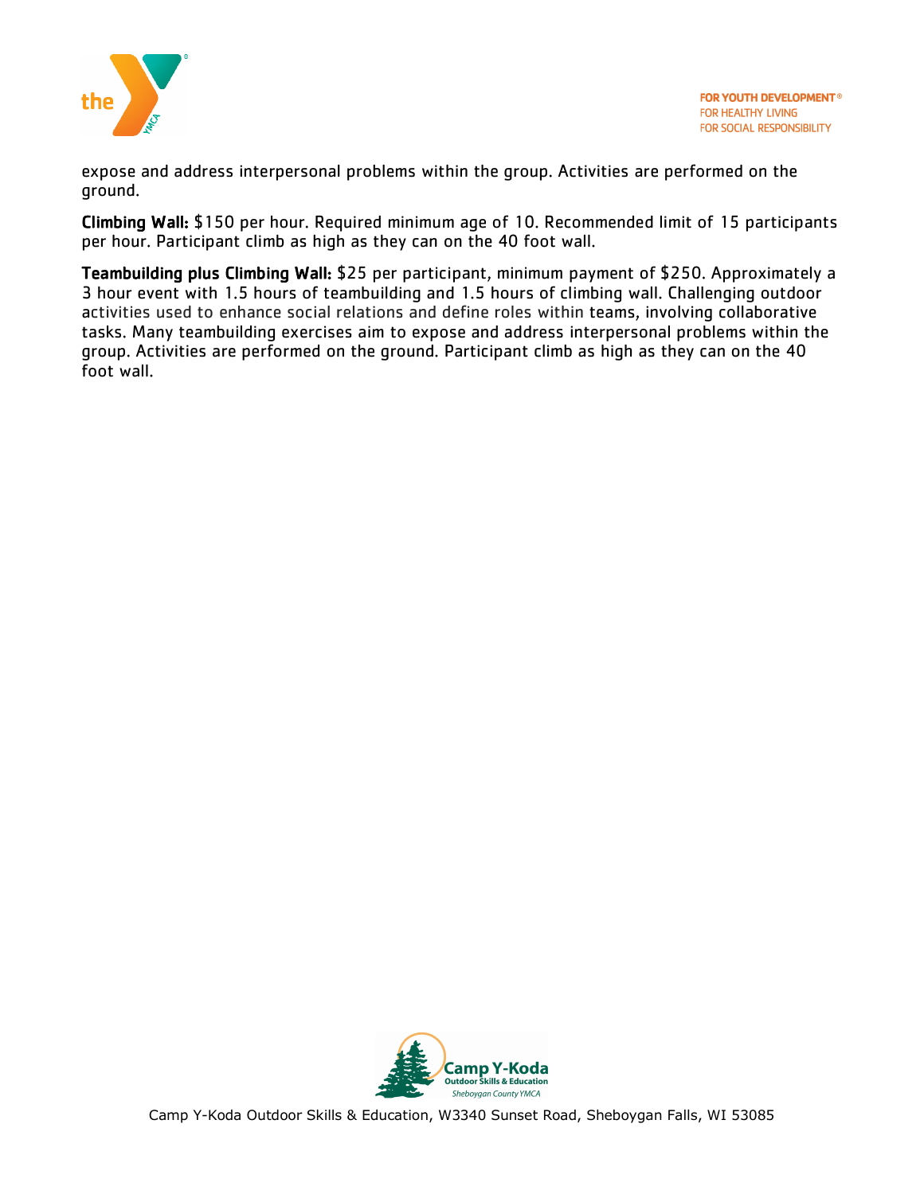expose and address interpersonal problems within the group. Activities are performed on the ground.

**Climbing Wall:** $150 per hour. Required minimum age of 10. Recommended limit of 15 participants per hour. Participant climb as high as they can on the 40 foot wall.

**Teambuilding plus Climbing Wall:** $25 per participant, minimum payment of $250. Approximately a 3 hour event with 1.5 hours of teambuilding and 1.5 hours of climbing wall. Challenging outdoor activities used to enhance social relations and define roles within teams, involving collaborative tasks. Many teambuilding exercises aim to expose and address interpersonal problems within the group. Activities are performed on the ground. Participant climb as high as they can on the 40 foot wall.